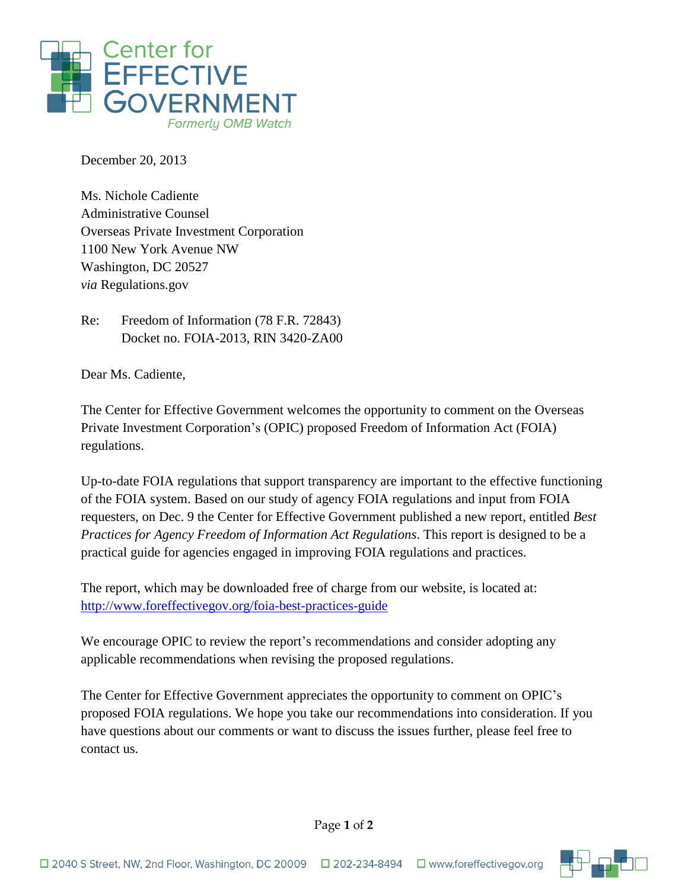Center for
EFFECTIVE
GOVERNMENT
*Formerly OMB Watch*

December 20, 2013

Ms. Nichole Cadiente
Administrative Counsel
Overseas Private Investment Corporation
1100 New York Avenue NW
Washington, DC 20527
*via* Regulations.gov

Re: Freedom of Information (78 F.R. 72843)
Docket no. FOIA-2013, RIN 3420-ZA00

Dear Ms. Cadiente,

The Center for Effective Government welcomes the opportunity to comment on the Overseas Private Investment Corporation's (OPIC) proposed Freedom of Information Act (FOIA) regulations.

Up-to-date FOIA regulations that support transparency are important to the effective functioning of the FOIA system. Based on our study of agency FOIA regulations and input from FOIA requesters, on Dec. 9 the Center for Effective Government published a new report, entitled *Best Practices for Agency Freedom of Information Act Regulations*. This report is designed to be a practical guide for agencies engaged in improving FOIA regulations and practices.

The report, which may be downloaded free of charge from our website, is located at: http://www.foreffectivegov.org/foia-best-practices-guide

We encourage OPIC to review the report's recommendations and consider adopting any applicable recommendations when revising the proposed regulations.

The Center for Effective Government appreciates the opportunity to comment on OPIC's proposed FOIA regulations. We hope you take our recommendations into consideration. If you have questions about our comments or want to discuss the issues further, please feel free to contact us.

☐ 2040 S Street, NW, 2nd Floor, Washington, DC 20009 ☐ 202-234-8494 ☐ www.foreffectivegov.org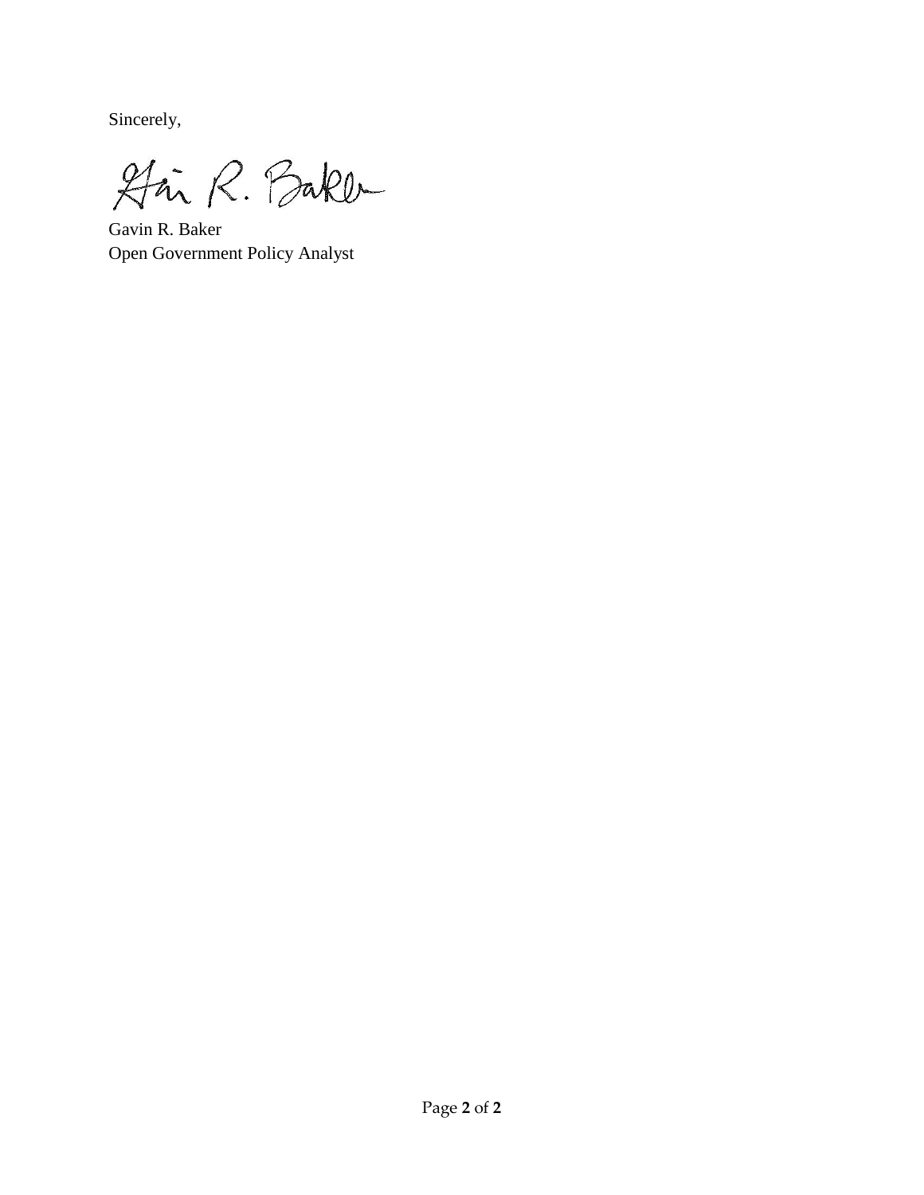Sincerely,

Gavin R. Baker

Open Government Policy Analyst